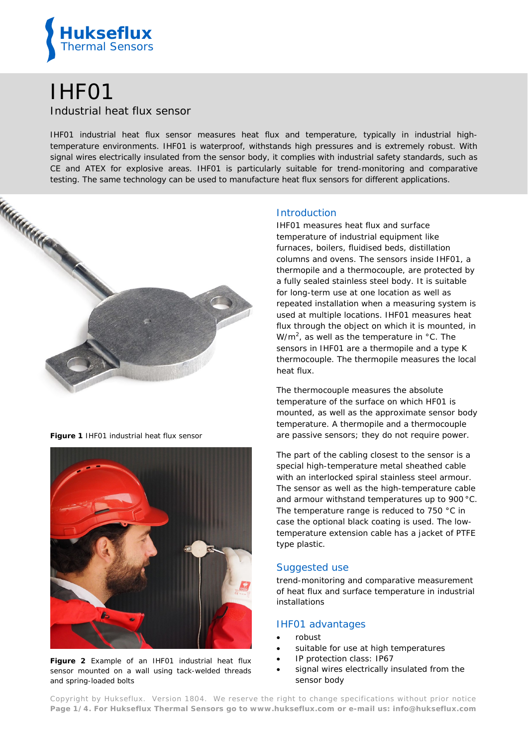# IHF01

## Industrial heat flux sensor

IHF01 industrial heat flux sensor measures heat flux and temperature, typically in industrial high-temperature environments. IHF01 is waterproof, withstands high pressures and is extremely robust. With signal wires electrically insulated from the sensor body, it complies with industrial safety standards, such as CE and ATEX for explosive areas. IHF01 is particularly suitable for trend-monitoring and comparative testing. The same technology can be used to manufacture heat flux sensors for different applications.

**Figure 1** IHF01 industrial heat flux sensor

**Figure 2** Example of an IHF01 industrial heat flux sensor mounted on a wall using tack-welded threads and spring-loaded bolts

## Introduction

IHF01 measures heat flux and surface temperature of industrial equipment like furnaces, boilers, fluidised beds, distillation columns and ovens. The sensors inside IHF01, a thermopile and a thermocouple, are protected by a fully sealed stainless steel body. It is suitable for long-term use at one location as well as repeated installation when a measuring system is used at multiple locations. IHF01 measures heat flux through the object on which it is mounted, in W/m$^2$, as well as the temperature in °C. The sensors in IHF01 are a thermopile and a type K thermocouple. The thermopile measures the local heat flux.

The thermocouple measures the absolute temperature of the surface on which HF01 is mounted, as well as the approximate sensor body temperature. A thermopile and a thermocouple are passive sensors; they do not require power.

The part of the cabling closest to the sensor is a special high-temperature metal sheathed cable with an interlocked spiral stainless steel armour. The sensor as well as the high-temperature cable and armour withstand temperatures up to 900 °C. The temperature range is reduced to 750 °C in case the optional black coating is used. The low-temperature extension cable has a jacket of PTFE type plastic.

## Suggested use

trend-monitoring and comparative measurement of heat flux and surface temperature in industrial installations

## IHF01 advantages

- robust
- suitable for use at high temperatures
- IP protection class: IP67
- signal wires electrically insulated from the sensor body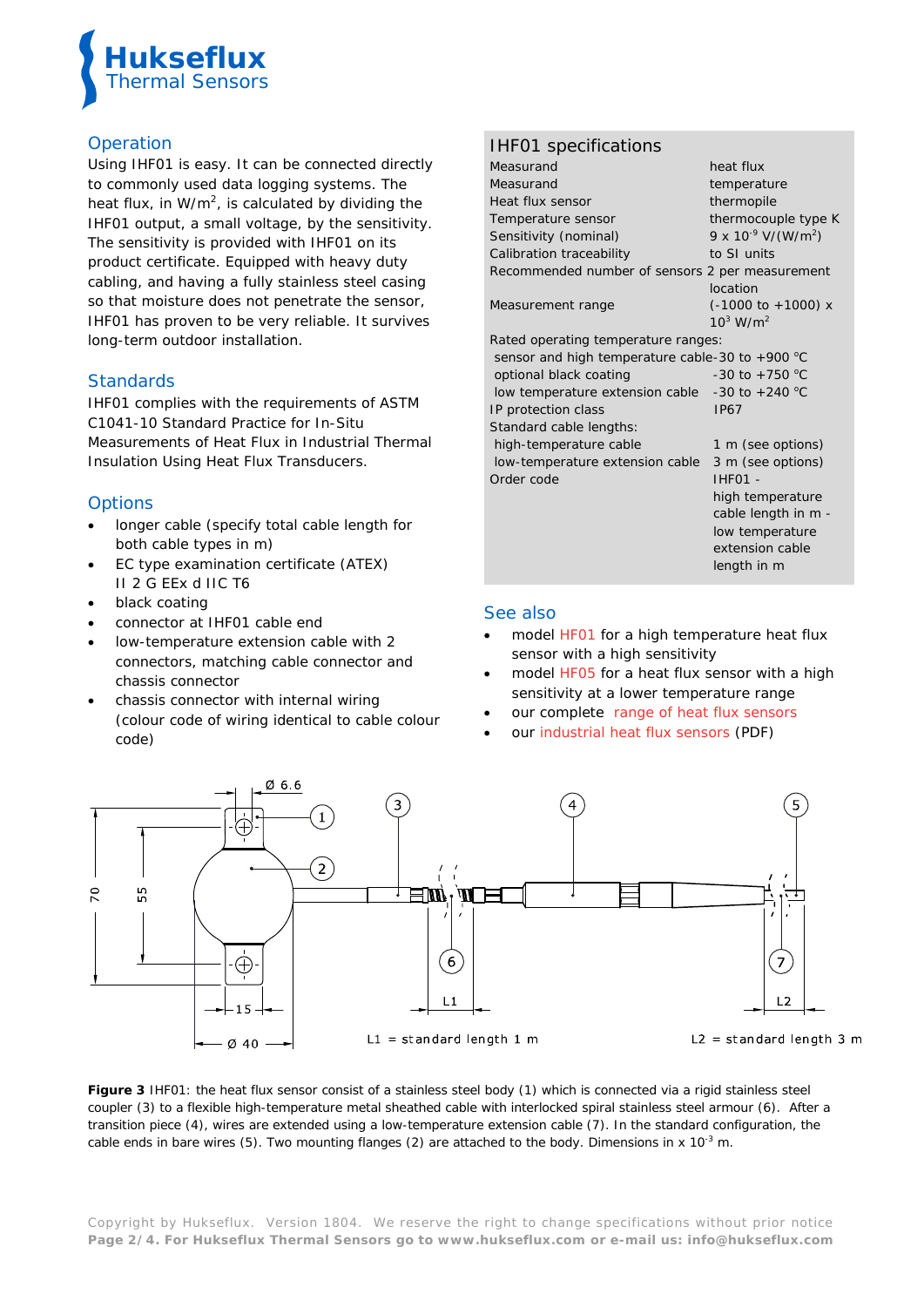## Operation

Using IHF01 is easy. It can be connected directly to commonly used data logging systems. The heat flux, in W/m$^2$, is calculated by dividing the IHF01 output, a small voltage, by the sensitivity. The sensitivity is provided with IHF01 on its product certificate. Equipped with heavy duty cabling, and having a fully stainless steel casing so that moisture does not penetrate the sensor, IHF01 has proven to be very reliable. It survives long-term outdoor installation.

## Standards

IHF01 complies with the requirements of ASTM C1041-10 Standard Practice for In-Situ Measurements of Heat Flux in Industrial Thermal Insulation Using Heat Flux Transducers.

## Options

- longer cable (specify total cable length for both cable types in m)
- EC type examination certificate (ATEX) II 2 G EEx d IIC T6
- black coating
- connector at IHF01 cable end
- low-temperature extension cable with 2 connectors, matching cable connector and chassis connector
- chassis connector with internal wiring (colour code of wiring identical to cable colour code)

## IHF01 specifications

| | |
|---|---|
| Measurand | heat flux |
| Measurand | temperature |
| Heat flux sensor | thermopile |
| Temperature sensor | thermocouple type K |
| Sensitivity (nominal) | $9 \times 10^{-9}$ V/(W/m$^2$) |
| Calibration traceability | to SI units |
| Recommended number of sensors | 2 per measurement location |
| Measurement range | (-1000 to +1000) x $10^3$ W/m$^2$ |
| Rated operating temperature ranges: | |
| sensor and high temperature cable | -30 to +900 °C |
| optional black coating | -30 to +750 °C |
| low temperature extension cable | -30 to +240 °C |
| IP protection class | IP67 |
| Standard cable lengths: | |
| high-temperature cable | 1 m (see options) |
| low-temperature extension cable | 3 m (see options) |
| Order code | IHF01 - high temperature cable length in m - low temperature extension cable length in m |

## See also

- model HF01 for a high temperature heat flux sensor with a high sensitivity
- model HF05 for a heat flux sensor with a high sensitivity at a lower temperature range
- our complete range of heat flux sensors
- our industrial heat flux sensors (PDF)

**Figure 3** IHF01: the heat flux sensor consist of a stainless steel body (1) which is connected via a rigid stainless steel coupler (3) to a flexible high-temperature metal sheathed cable with interlocked spiral stainless steel armour (6). After a transition piece (4), wires are extended using a low-temperature extension cable (7). In the standard configuration, the cable ends in bare wires (5). Two mounting flanges (2) are attached to the body. Dimensions in x $10^{-3}$ m.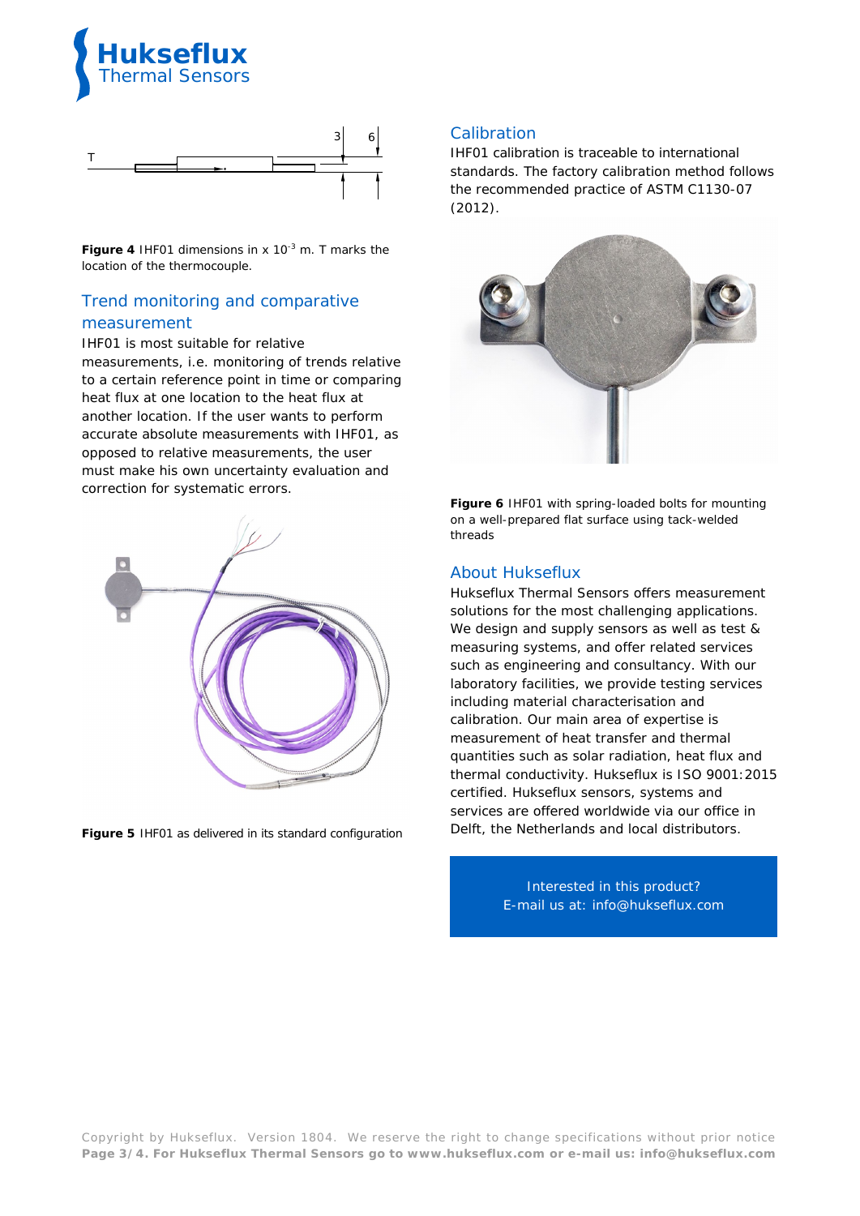Figure 4 IHF01 dimensions in x $10^{-3}$ m. T marks the location of the thermocouple.

## Trend monitoring and comparative measurement

IHF01 is most suitable for relative measurements, i.e. monitoring of trends relative to a certain reference point in time or comparing heat flux at one location to the heat flux at another location. If the user wants to perform accurate absolute measurements with IHF01, as opposed to relative measurements, the user must make his own uncertainty evaluation and correction for systematic errors.

**Figure 5** IHF01 as delivered in its standard configuration

## Calibration

IHF01 calibration is traceable to international standards. The factory calibration method follows the recommended practice of ASTM C1130-07 (2012).

**Figure 6** IHF01 with spring-loaded bolts for mounting on a well-prepared flat surface using tack-welded threads

## About Hukseflux

Hukseflux Thermal Sensors offers measurement solutions for the most challenging applications. We design and supply sensors as well as test & measuring systems, and offer related services such as engineering and consultancy. With our laboratory facilities, we provide testing services including material characterisation and calibration. Our main area of expertise is measurement of heat transfer and thermal quantities such as solar radiation, heat flux and thermal conductivity. Hukseflux is ISO 9001:2015 certified. Hukseflux sensors, systems and services are offered worldwide via our office in Delft, the Netherlands and local distributors.

Interested in this product?
E-mail us at: info@hukseflux.com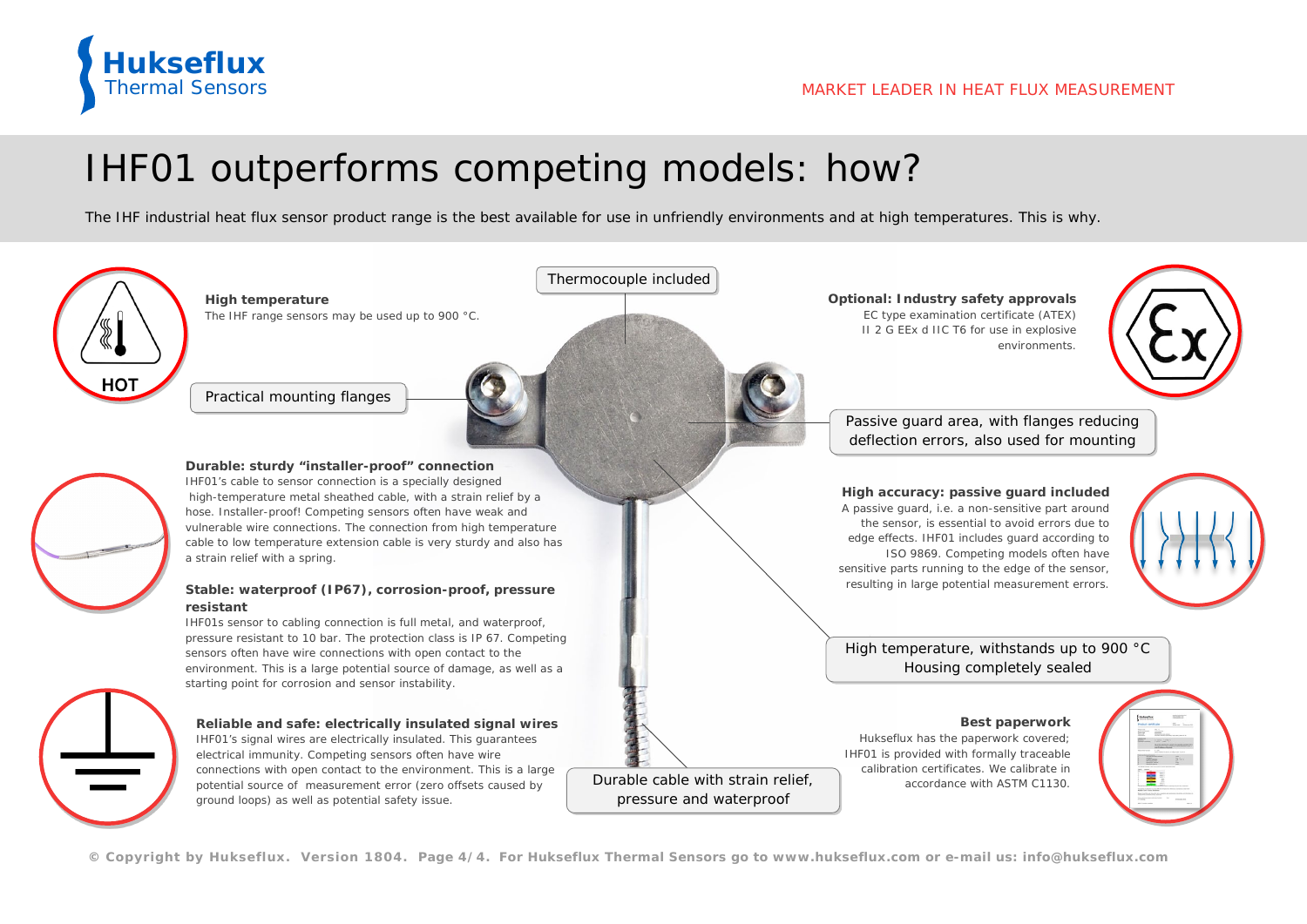**Hukseflux**
Thermal Sensors

MARKET LEADER IN HEAT FLUX MEASUREMENT

# IHF01 outperforms competing models: how?

The IHF industrial heat flux sensor product range is the best available for use in unfriendly environments and at high temperatures. This is why.

HOT

**High temperature**
The IHF range sensors may be used up to 900 °C.

Thermocouple included

Practical mounting flanges

**Optional: Industry safety approvals**
EC type examination certificate (ATEX) II 2 G EEx d IIC T6 for use in explosive environments.

Passive guard area, with flanges reducing deflection errors, also used for mounting

**Durable: sturdy "installer-proof" connection**
IHF01's cable to sensor connection is a specially designed high-temperature metal sheathed cable, with a strain relief by a hose. Installer-proof! Competing sensors often have weak and vulnerable wire connections. The connection from high temperature cable to low temperature extension cable is very sturdy and also has a strain relief with a spring.

**High accuracy: passive guard included**
A passive guard, i.e. a non-sensitive part around the sensor, is essential to avoid errors due to edge effects. IHF01 includes guard according to ISO 9869. Competing models often have sensitive parts running to the edge of the sensor, resulting in large potential measurement errors.

**Stable: waterproof (IP67), corrosion-proof, pressure resistant**
IHF01s sensor to cabling connection is full metal, and waterproof, pressure resistant to 10 bar. The protection class is IP 67. Competing sensors often have wire connections with open contact to the environment. This is a large potential source of damage, as well as a starting point for corrosion and sensor instability.

High temperature, withstands up to 900 °C
Housing completely sealed

**Reliable and safe: electrically insulated signal wires**
IHF01's signal wires are electrically insulated. This guarantees electrical immunity. Competing sensors often have wire connections with open contact to the environment. This is a large potential source of measurement error (zero offsets caused by ground loops) as well as potential safety issue.

Durable cable with strain relief, pressure and waterproof

**Best paperwork**
Hukseflux has the paperwork covered; IHF01 is provided with formally traceable calibration certificates. We calibrate in accordance with ASTM C1130.

© Copyright by Hukseflux. Version 1804. Page 4/4. For Hukseflux Thermal Sensors go to www.hukseflux.com or e-mail us: info@hukseflux.com